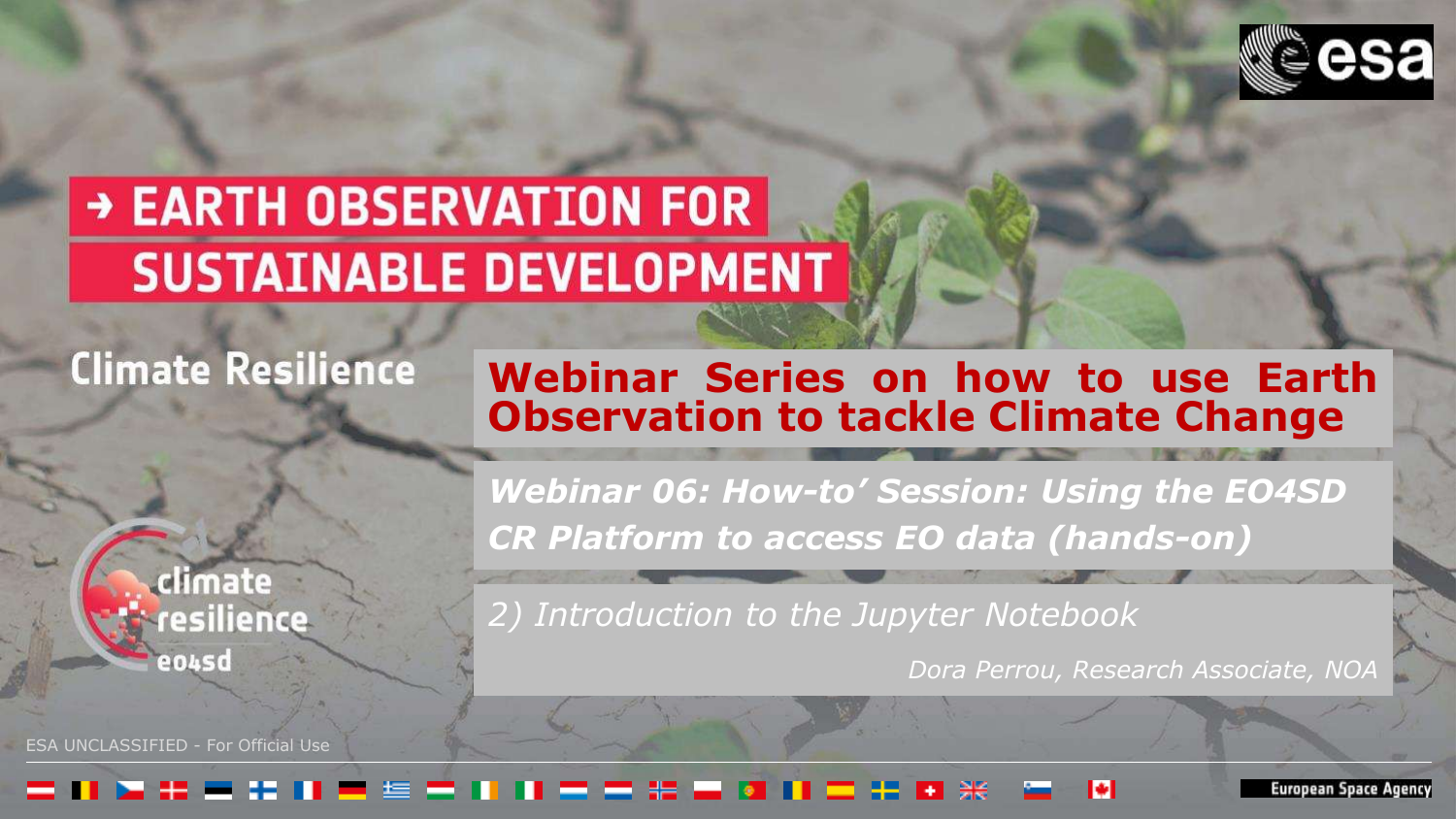# → EARTH OBSERVATION FOR SUSTAINABLE DEVELOPMENT

## Climate Resilience

## Webinar Series on how to use Earth Observation to tackle Climate Change

***Webinar 06: How-to' Session: Using the EO4SD CR Platform to access EO data (hands-on)***

*2) Introduction to the Jupyter Notebook*

*Dora Perrou, Research Associate, NOA*

ESA UNCLASSIFIED - For Official Use

European Space Agency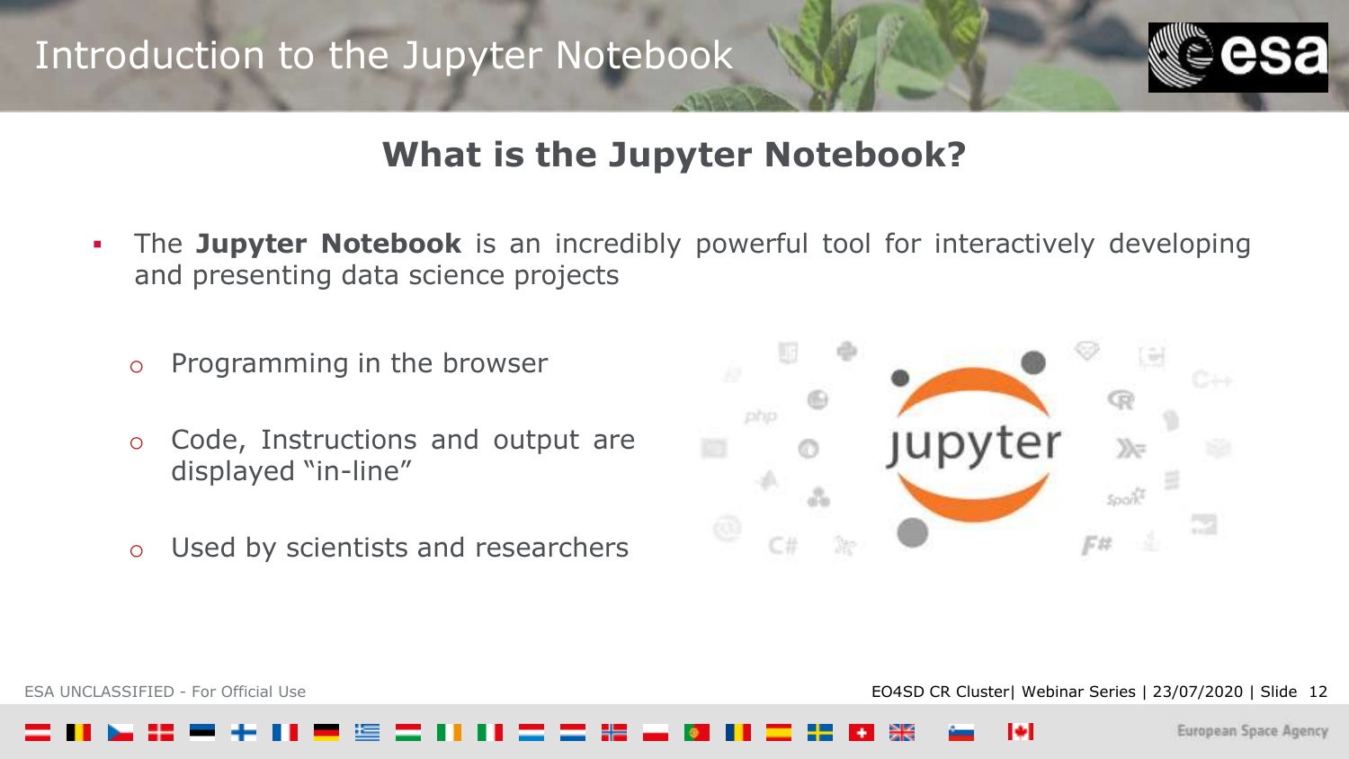# Introduction to the Jupyter Notebook

## What is the Jupyter Notebook?

- The **Jupyter Notebook** is an incredibly powerful tool for interactively developing and presenting data science projects
  - Programming in the browser
  - Code, Instructions and output are displayed "in-line"
  - Used by scientists and researchers

ESA UNCLASSIFIED - For Official Use

EO4SD CR Cluster| Webinar Series | 23/07/2020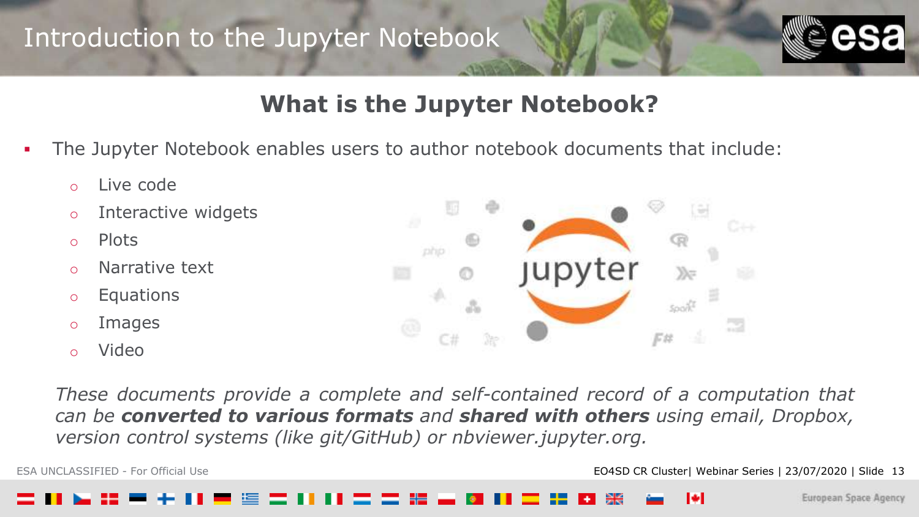# Introduction to the Jupyter Notebook

## What is the Jupyter Notebook?

- The Jupyter Notebook enables users to author notebook documents that include:
  - Live code
  - Interactive widgets
  - Plots
  - Narrative text
  - Equations
  - Images
  - Video

*These documents provide a complete and self-contained record of a computation that can be **converted to various formats** and **shared with others** using email, Dropbox, version control systems (like git/GitHub) or nbviewer.jupyter.org.*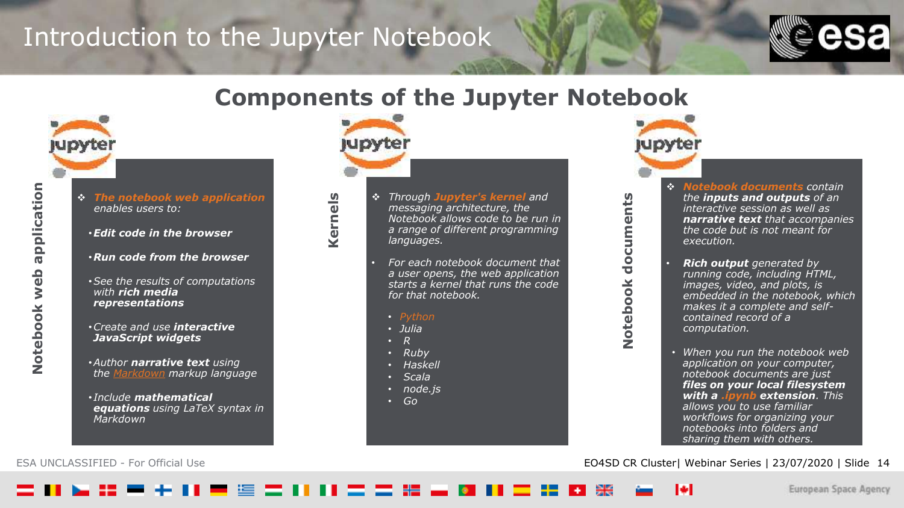# Introduction to the Jupyter Notebook

## Components of the Jupyter Notebook

### Notebook web application

- ***The notebook web application*** *enables users to:*
  - ***Edit code in the browser***
  - ***Run code from the browser***
  - *See the results of computations with* ***rich media representations***
  - *Create and use* ***interactive JavaScript widgets***
  - *Author* ***narrative text*** *using the Markdown markup language*
  - *Include* ***mathematical equations*** *using LaTeX syntax in Markdown*

### Kernels

- *Through* ***Jupyter's kernel*** *and messaging architecture, the Notebook allows code to be run in a range of different programming languages.*
- *For each notebook document that a user opens, the web application starts a kernel that runs the code for that notebook.*
  - *Python*
  - *Julia*
  - *R*
  - *Ruby*
  - *Haskell*
  - *Scala*
  - *node.js*
  - *Go*

### Notebook documents

- ***Notebook documents*** *contain the* ***inputs and outputs*** *of an interactive session as well as* ***narrative text*** *that accompanies the code but is not meant for execution.*
- ***Rich output*** *generated by running code, including HTML, images, video, and plots, is embedded in the notebook, which makes it a complete and self-contained record of a computation.*
- *When you run the notebook web application on your computer, notebook documents are just* ***files on your local filesystem with a .ipynb extension****. This allows you to use familiar workflows for organizing your notebooks into folders and sharing them with others.*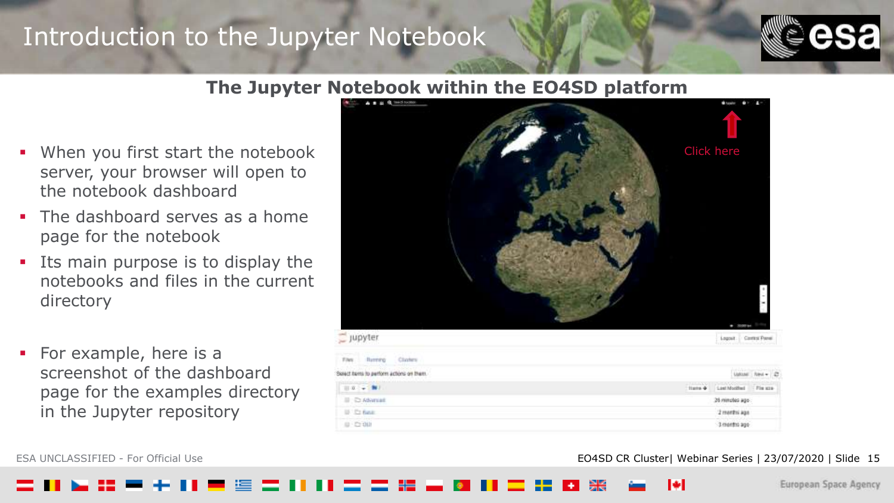# Introduction to the Jupyter Notebook

## The Jupyter Notebook within the EO4SD platform

- When you first start the notebook server, your browser will open to the notebook dashboard
- The dashboard serves as a home page for the notebook
- Its main purpose is to display the notebooks and files in the current directory
- For example, here is a screenshot of the dashboard page for the examples directory in the Jupyter repository

Click here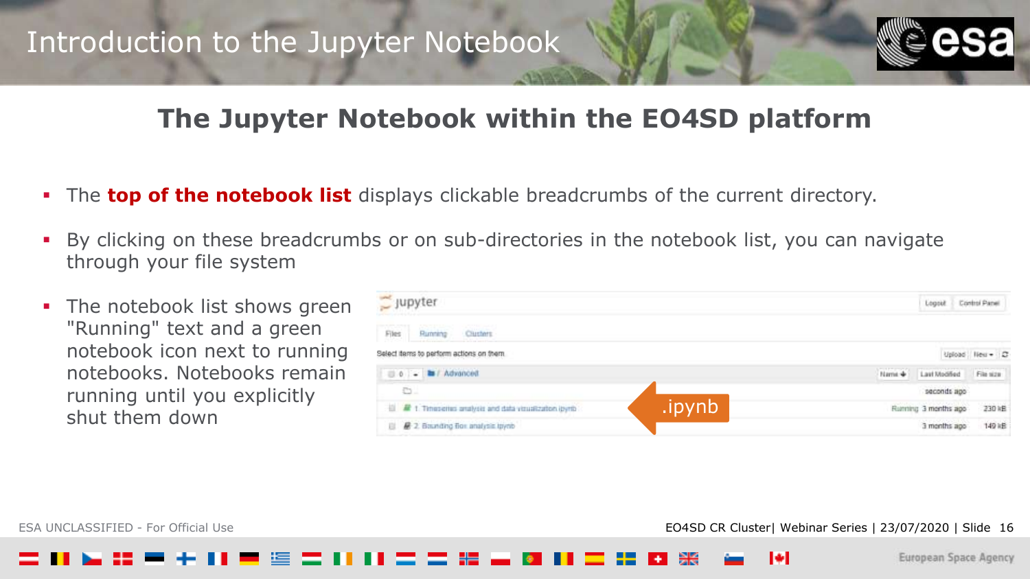# Introduction to the Jupyter Notebook

## The Jupyter Notebook within the EO4SD platform

- The **top of the notebook list** displays clickable breadcrumbs of the current directory.
- By clicking on these breadcrumbs or on sub-directories in the notebook list, you can navigate through your file system
- The notebook list shows green "Running" text and a green notebook icon next to running notebooks. Notebooks remain running until you explicitly shut them down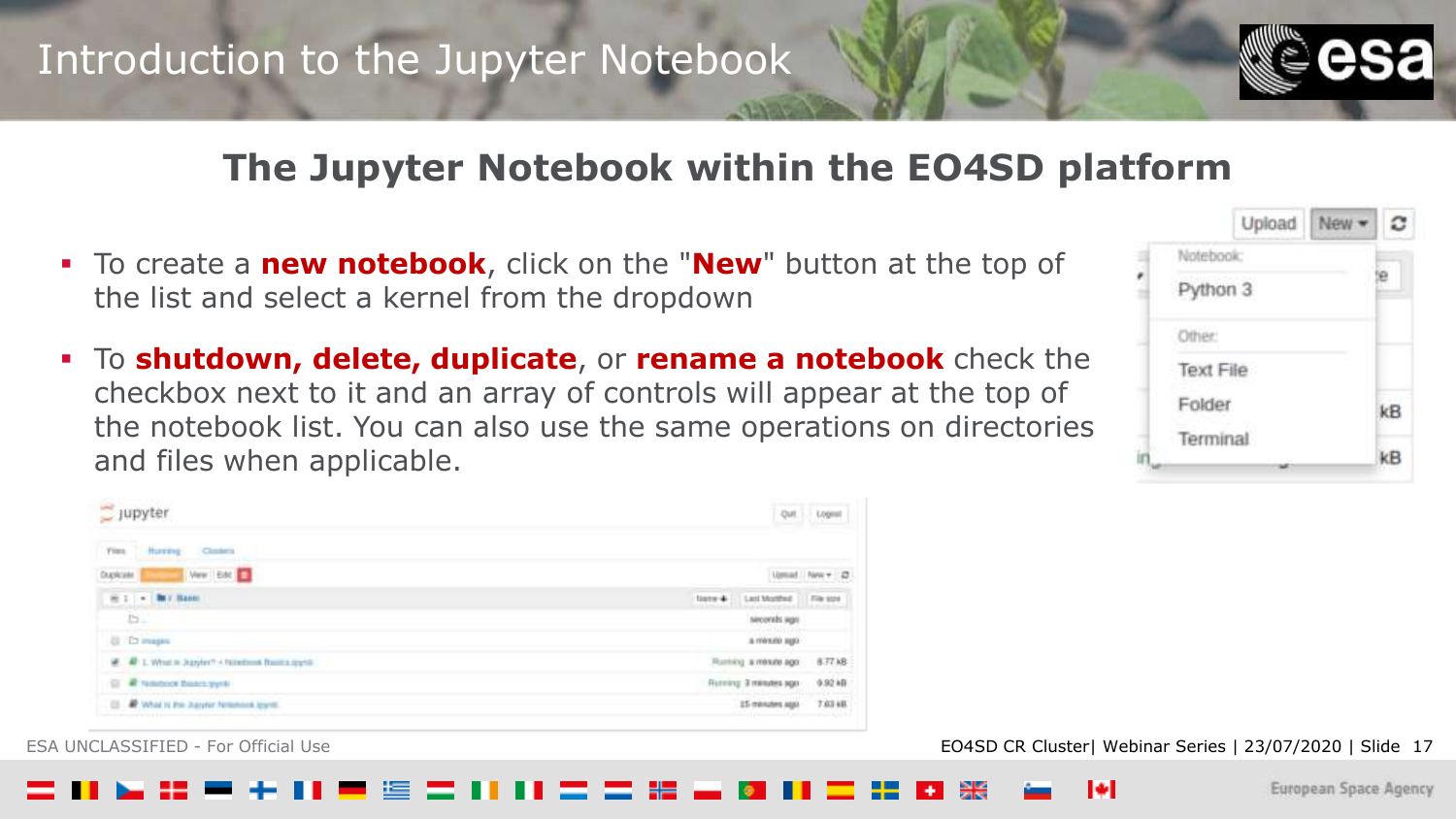# Introduction to the Jupyter Notebook

## The Jupyter Notebook within the EO4SD platform

- To create a **new notebook**, click on the "**New**" button at the top of the list and select a kernel from the dropdown
- To **shutdown, delete, duplicate**, or **rename a notebook** check the checkbox next to it and an array of controls will appear at the top of the notebook list. You can also use the same operations on directories and files when applicable.

ESA UNCLASSIFIED - For Official Use

EO4SD CR Cluster| Webinar Series | 23/07/2020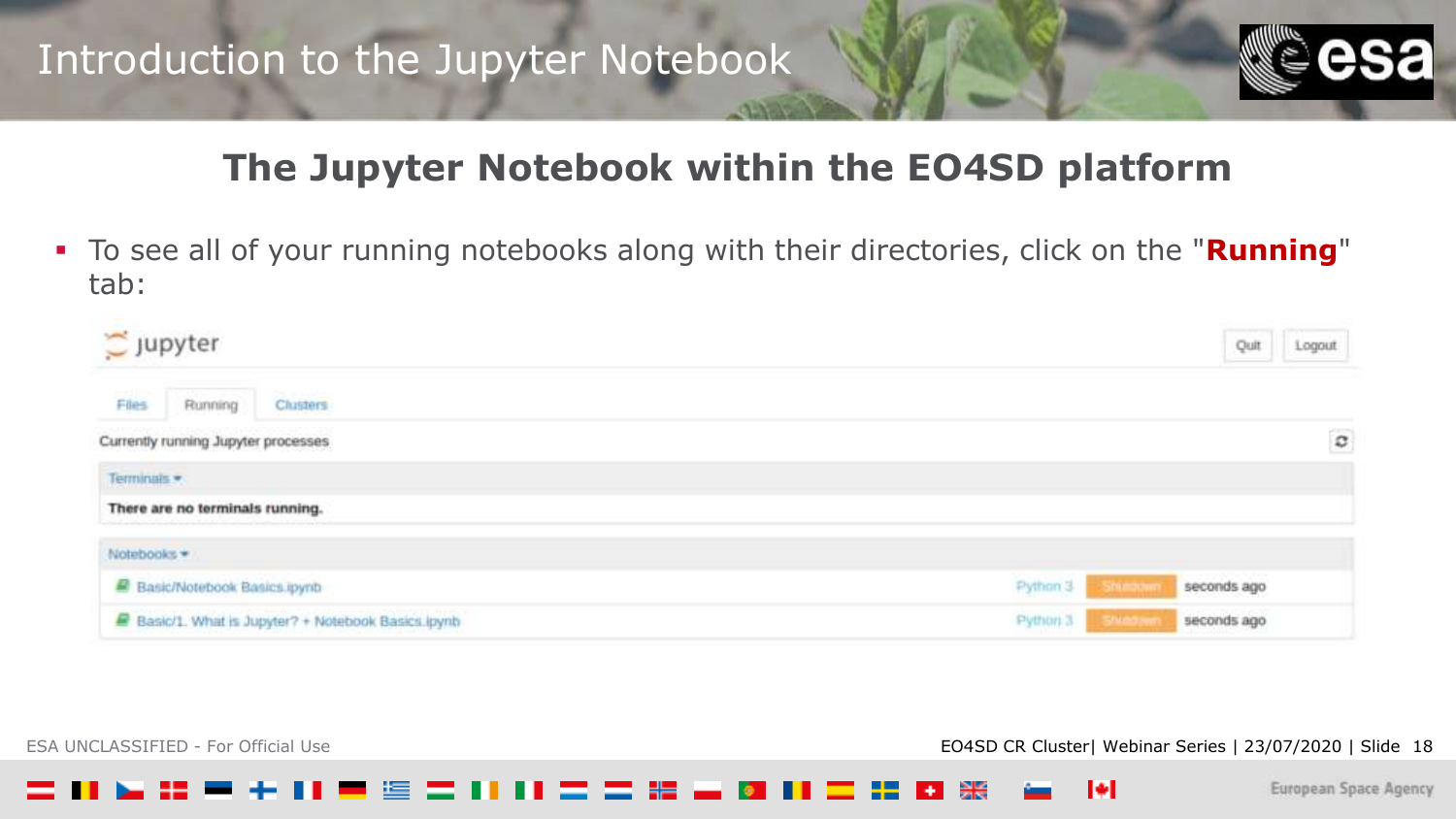# Introduction to the Jupyter Notebook

## The Jupyter Notebook within the EO4SD platform

- To see all of your running notebooks along with their directories, click on the "**Running**" tab:

jupyter

Quit Logout

Files | Running | Clusters

Currently running Jupyter processes

Terminals ▾

There are no terminals running.

Notebooks ▾

| Notebook | Kernel | | Last activity |
| --- | --- | --- | --- |
| Basic/Notebook Basics.ipynb | Python 3 | Shutdown | seconds ago |
| Basic/1. What is Jupyter? + Notebook Basics.ipynb | Python 3 | Shutdown | seconds ago |

ESA UNCLASSIFIED - For Official Use

EO4SD CR Cluster| Webinar Series | 23/07/2020 | Slide 18

European Space Agency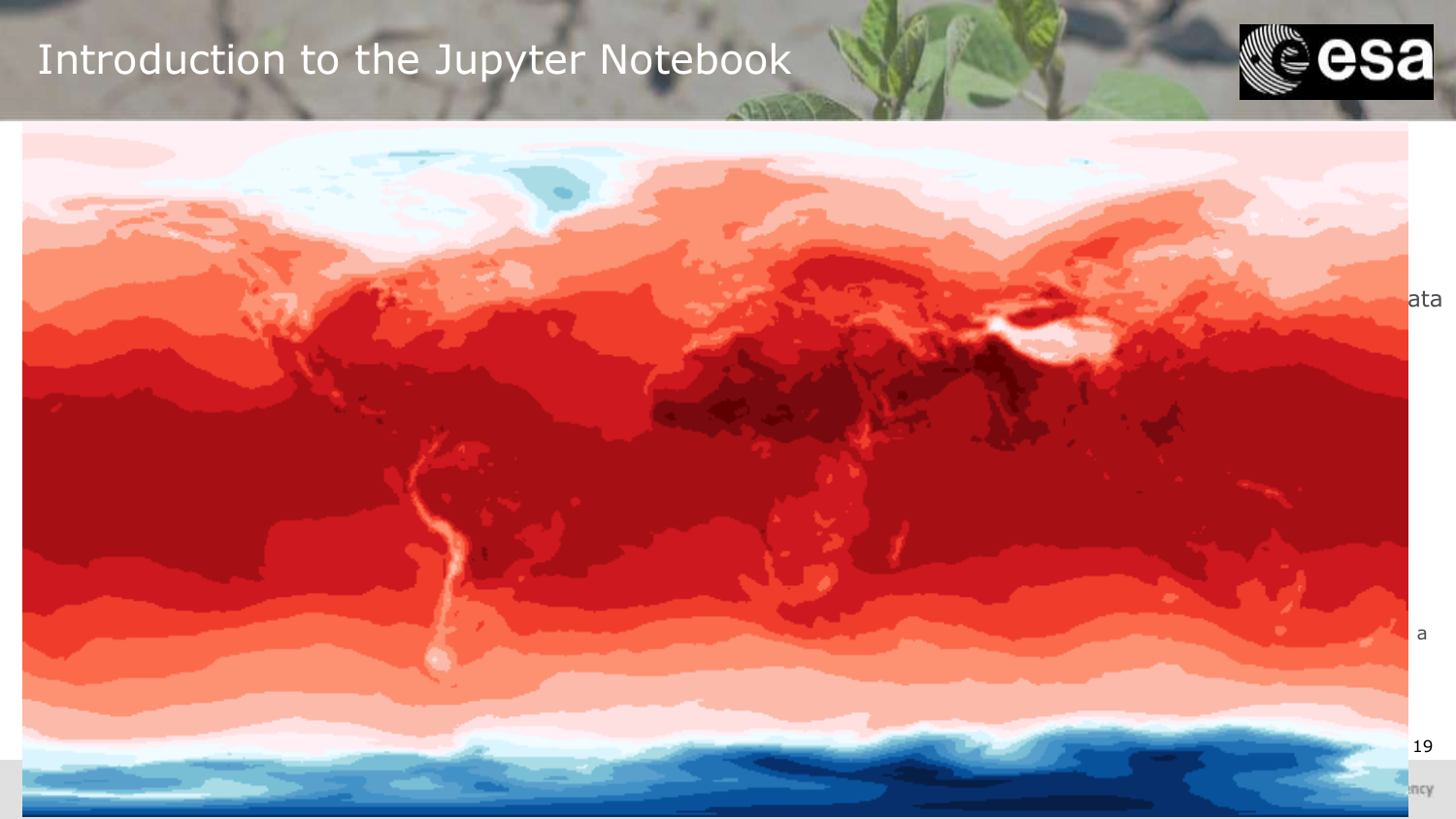# Introduction to the Jupyter Notebook

ata

a